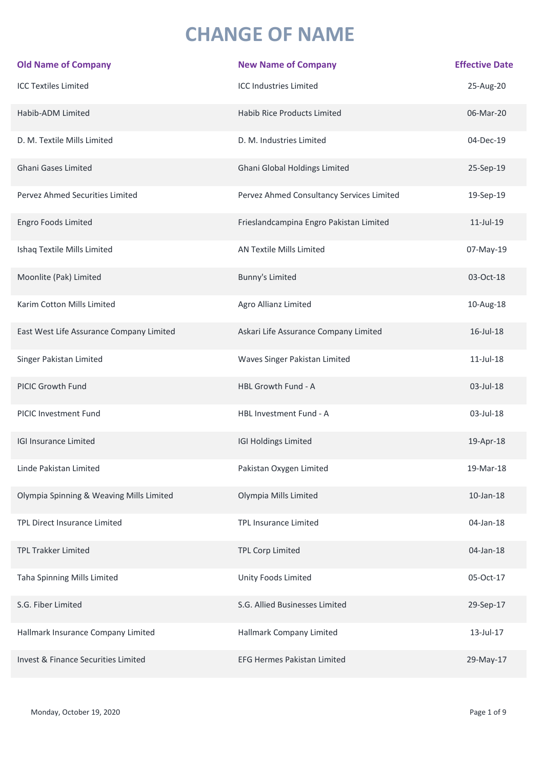# CHANGE OF NAME

| Old Name of Company | New Name of Company | Effective Date |
|---|---|---|
| ICC Textiles Limited | ICC Industries Limited | 25-Aug-20 |
| Habib-ADM Limited | Habib Rice Products Limited | 06-Mar-20 |
| D. M. Textile Mills Limited | D. M. Industries Limited | 04-Dec-19 |
| Ghani Gases Limited | Ghani Global Holdings Limited | 25-Sep-19 |
| Pervez Ahmed Securities Limited | Pervez Ahmed Consultancy Services Limited | 19-Sep-19 |
| Engro Foods Limited | Frieslandcampina Engro Pakistan Limited | 11-Jul-19 |
| Ishaq Textile Mills Limited | AN Textile Mills Limited | 07-May-19 |
| Moonlite (Pak) Limited | Bunny's Limited | 03-Oct-18 |
| Karim Cotton Mills Limited | Agro Allianz Limited | 10-Aug-18 |
| East West Life Assurance Company Limited | Askari Life Assurance Company Limited | 16-Jul-18 |
| Singer Pakistan Limited | Waves Singer Pakistan Limited | 11-Jul-18 |
| PICIC Growth Fund | HBL Growth Fund - A | 03-Jul-18 |
| PICIC Investment Fund | HBL Investment Fund - A | 03-Jul-18 |
| IGI Insurance Limited | IGI Holdings Limited | 19-Apr-18 |
| Linde Pakistan Limited | Pakistan Oxygen Limited | 19-Mar-18 |
| Olympia Spinning & Weaving Mills Limited | Olympia Mills Limited | 10-Jan-18 |
| TPL Direct Insurance Limited | TPL Insurance Limited | 04-Jan-18 |
| TPL Trakker Limited | TPL Corp Limited | 04-Jan-18 |
| Taha Spinning Mills Limited | Unity Foods Limited | 05-Oct-17 |
| S.G. Fiber Limited | S.G. Allied Businesses Limited | 29-Sep-17 |
| Hallmark Insurance Company Limited | Hallmark Company Limited | 13-Jul-17 |
| Invest & Finance Securities Limited | EFG Hermes Pakistan Limited | 29-May-17 |

Monday, October 19, 2020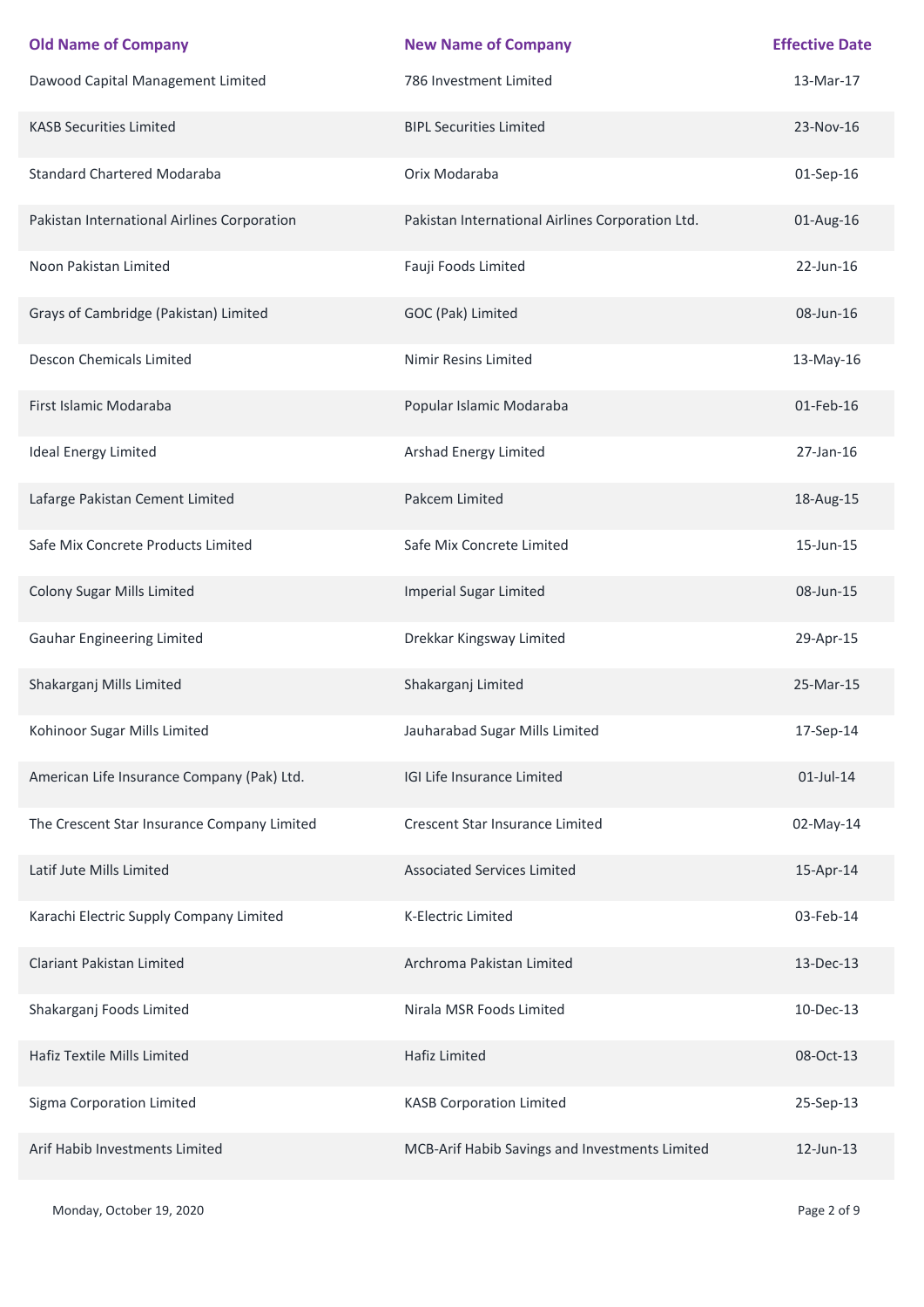| Old Name of Company | New Name of Company | Effective Date |
| --- | --- | --- |
| Dawood Capital Management Limited | 786 Investment Limited | 13-Mar-17 |
| KASB Securities Limited | BIPL Securities Limited | 23-Nov-16 |
| Standard Chartered Modaraba | Orix Modaraba | 01-Sep-16 |
| Pakistan International Airlines Corporation | Pakistan International Airlines Corporation Ltd. | 01-Aug-16 |
| Noon Pakistan Limited | Fauji Foods Limited | 22-Jun-16 |
| Grays of Cambridge (Pakistan) Limited | GOC (Pak) Limited | 08-Jun-16 |
| Descon Chemicals Limited | Nimir Resins Limited | 13-May-16 |
| First Islamic Modaraba | Popular Islamic Modaraba | 01-Feb-16 |
| Ideal Energy Limited | Arshad Energy Limited | 27-Jan-16 |
| Lafarge Pakistan Cement Limited | Pakcem Limited | 18-Aug-15 |
| Safe Mix Concrete Products Limited | Safe Mix Concrete Limited | 15-Jun-15 |
| Colony Sugar Mills Limited | Imperial Sugar Limited | 08-Jun-15 |
| Gauhar Engineering Limited | Drekkar Kingsway Limited | 29-Apr-15 |
| Shakarganj Mills Limited | Shakarganj Limited | 25-Mar-15 |
| Kohinoor Sugar Mills Limited | Jauharabad Sugar Mills Limited | 17-Sep-14 |
| American Life Insurance Company (Pak) Ltd. | IGI Life Insurance Limited | 01-Jul-14 |
| The Crescent Star Insurance Company Limited | Crescent Star Insurance Limited | 02-May-14 |
| Latif Jute Mills Limited | Associated Services Limited | 15-Apr-14 |
| Karachi Electric Supply Company Limited | K-Electric Limited | 03-Feb-14 |
| Clariant Pakistan Limited | Archroma Pakistan Limited | 13-Dec-13 |
| Shakarganj Foods Limited | Nirala MSR Foods Limited | 10-Dec-13 |
| Hafiz Textile Mills Limited | Hafiz Limited | 08-Oct-13 |
| Sigma Corporation Limited | KASB Corporation Limited | 25-Sep-13 |
| Arif Habib Investments Limited | MCB-Arif Habib Savings and Investments Limited | 12-Jun-13 |

Monday, October 19, 2020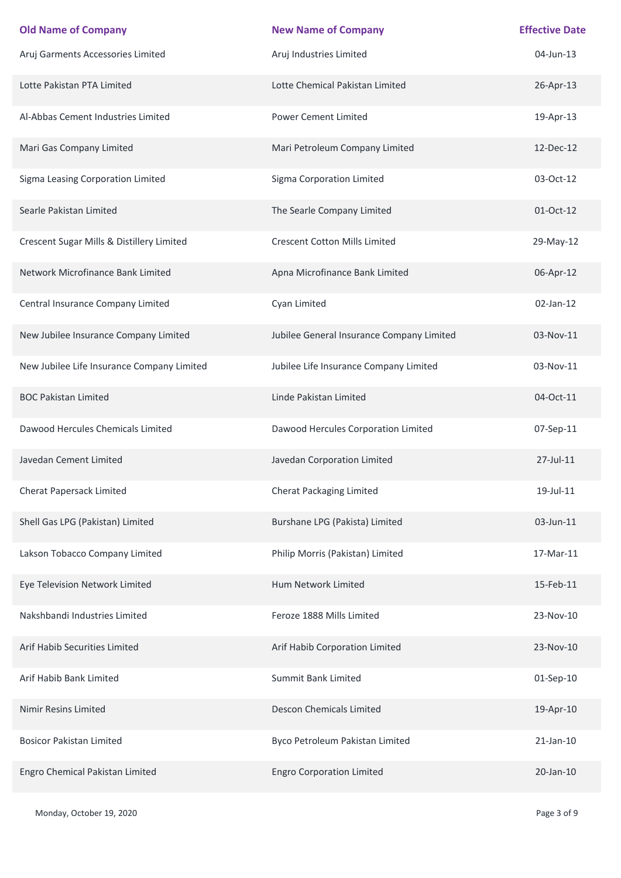| Old Name of Company | New Name of Company | Effective Date |
| --- | --- | --- |
| Aruj Garments Accessories Limited | Aruj Industries Limited | 04-Jun-13 |
| Lotte Pakistan PTA Limited | Lotte Chemical Pakistan Limited | 26-Apr-13 |
| Al-Abbas Cement Industries Limited | Power Cement Limited | 19-Apr-13 |
| Mari Gas Company Limited | Mari Petroleum Company Limited | 12-Dec-12 |
| Sigma Leasing Corporation Limited | Sigma Corporation Limited | 03-Oct-12 |
| Searle Pakistan Limited | The Searle Company Limited | 01-Oct-12 |
| Crescent Sugar Mills & Distillery Limited | Crescent Cotton Mills Limited | 29-May-12 |
| Network Microfinance Bank Limited | Apna Microfinance Bank Limited | 06-Apr-12 |
| Central Insurance Company Limited | Cyan Limited | 02-Jan-12 |
| New Jubilee Insurance Company Limited | Jubilee General Insurance Company Limited | 03-Nov-11 |
| New Jubilee Life Insurance Company Limited | Jubilee Life Insurance Company Limited | 03-Nov-11 |
| BOC Pakistan Limited | Linde Pakistan Limited | 04-Oct-11 |
| Dawood Hercules Chemicals Limited | Dawood Hercules Corporation Limited | 07-Sep-11 |
| Javedan Cement Limited | Javedan Corporation Limited | 27-Jul-11 |
| Cherat Papersack Limited | Cherat Packaging Limited | 19-Jul-11 |
| Shell Gas LPG (Pakistan) Limited | Burshane LPG (Pakista) Limited | 03-Jun-11 |
| Lakson Tobacco Company Limited | Philip Morris (Pakistan) Limited | 17-Mar-11 |
| Eye Television Network Limited | Hum Network Limited | 15-Feb-11 |
| Nakshbandi Industries Limited | Feroze 1888 Mills Limited | 23-Nov-10 |
| Arif Habib Securities Limited | Arif Habib Corporation Limited | 23-Nov-10 |
| Arif Habib Bank Limited | Summit Bank Limited | 01-Sep-10 |
| Nimir Resins Limited | Descon Chemicals Limited | 19-Apr-10 |
| Bosicor Pakistan Limited | Byco Petroleum Pakistan Limited | 21-Jan-10 |
| Engro Chemical Pakistan Limited | Engro Corporation Limited | 20-Jan-10 |

Monday, October 19, 2020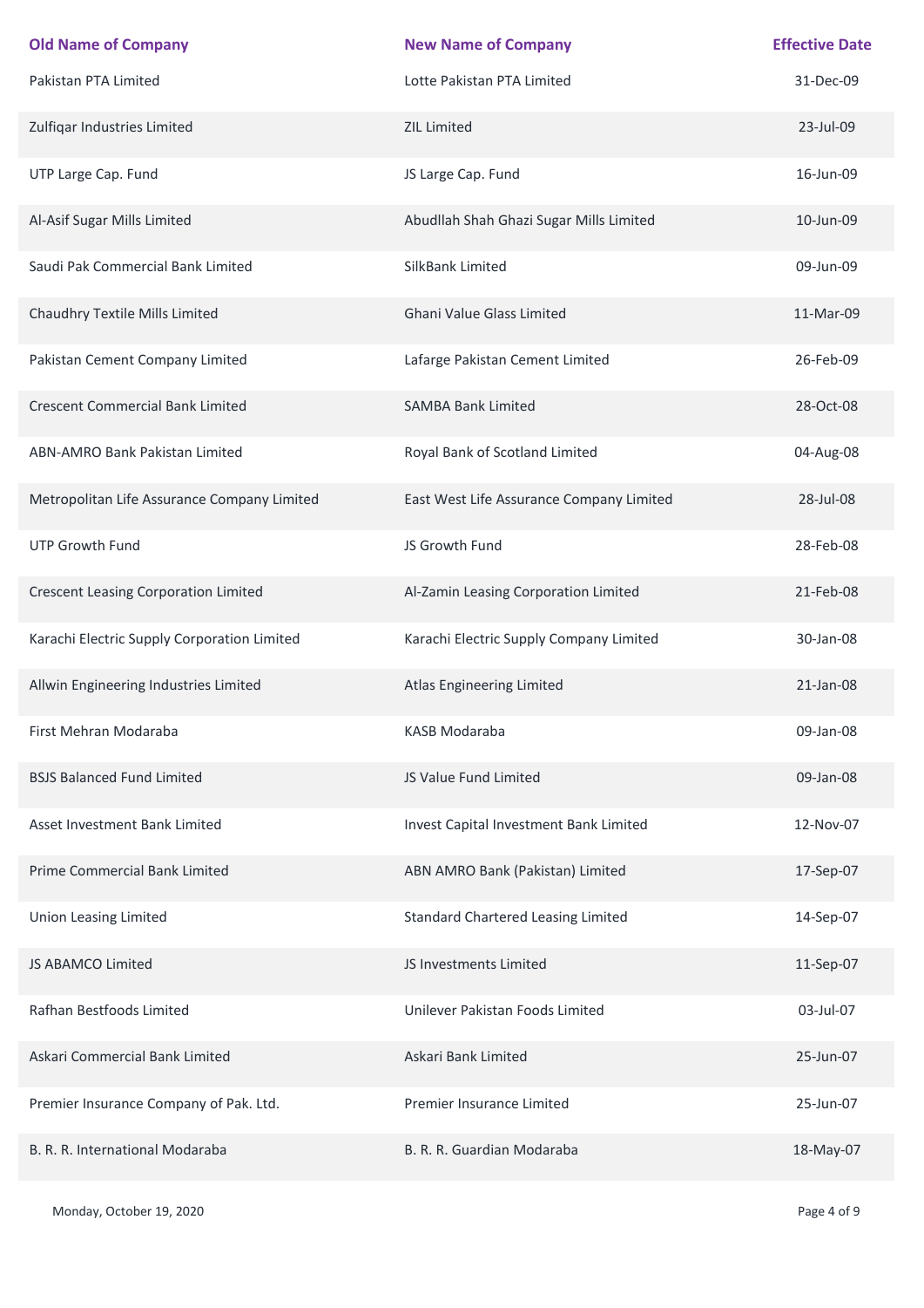| Old Name of Company | New Name of Company | Effective Date |
| --- | --- | --- |
| Pakistan PTA Limited | Lotte Pakistan PTA Limited | 31-Dec-09 |
| Zulfiqar Industries Limited | ZIL Limited | 23-Jul-09 |
| UTP Large Cap. Fund | JS Large Cap. Fund | 16-Jun-09 |
| Al-Asif Sugar Mills Limited | Abudllah Shah Ghazi Sugar Mills Limited | 10-Jun-09 |
| Saudi Pak Commercial Bank Limited | SilkBank Limited | 09-Jun-09 |
| Chaudhry Textile Mills Limited | Ghani Value Glass Limited | 11-Mar-09 |
| Pakistan Cement Company Limited | Lafarge Pakistan Cement Limited | 26-Feb-09 |
| Crescent Commercial Bank Limited | SAMBA Bank Limited | 28-Oct-08 |
| ABN-AMRO Bank Pakistan Limited | Royal Bank of Scotland Limited | 04-Aug-08 |
| Metropolitan Life Assurance Company Limited | East West Life Assurance Company Limited | 28-Jul-08 |
| UTP Growth Fund | JS Growth Fund | 28-Feb-08 |
| Crescent Leasing Corporation Limited | Al-Zamin Leasing Corporation Limited | 21-Feb-08 |
| Karachi Electric Supply Corporation Limited | Karachi Electric Supply Company Limited | 30-Jan-08 |
| Allwin Engineering Industries Limited | Atlas Engineering Limited | 21-Jan-08 |
| First Mehran Modaraba | KASB Modaraba | 09-Jan-08 |
| BSJS Balanced Fund Limited | JS Value Fund Limited | 09-Jan-08 |
| Asset Investment Bank Limited | Invest Capital Investment Bank Limited | 12-Nov-07 |
| Prime Commercial Bank Limited | ABN AMRO Bank (Pakistan) Limited | 17-Sep-07 |
| Union Leasing Limited | Standard Chartered Leasing Limited | 14-Sep-07 |
| JS ABAMCO Limited | JS Investments Limited | 11-Sep-07 |
| Rafhan Bestfoods Limited | Unilever Pakistan Foods Limited | 03-Jul-07 |
| Askari Commercial Bank Limited | Askari Bank Limited | 25-Jun-07 |
| Premier Insurance Company of Pak. Ltd. | Premier Insurance Limited | 25-Jun-07 |
| B. R. R. International Modaraba | B. R. R. Guardian Modaraba | 18-May-07 |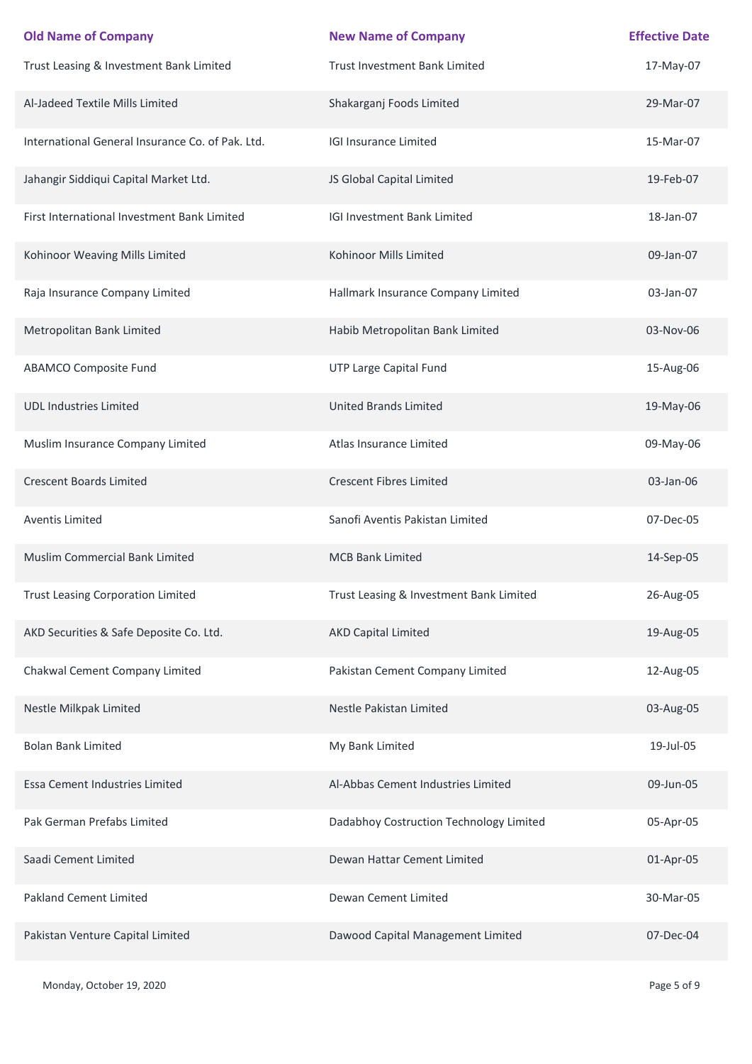| Old Name of Company | New Name of Company | Effective Date |
|---|---|---|
| Trust Leasing & Investment Bank Limited | Trust Investment Bank Limited | 17-May-07 |
| Al-Jadeed Textile Mills Limited | Shakarganj Foods Limited | 29-Mar-07 |
| International General Insurance Co. of Pak. Ltd. | IGI Insurance Limited | 15-Mar-07 |
| Jahangir Siddiqui Capital Market Ltd. | JS Global Capital Limited | 19-Feb-07 |
| First International Investment Bank Limited | IGI Investment Bank Limited | 18-Jan-07 |
| Kohinoor Weaving Mills Limited | Kohinoor Mills Limited | 09-Jan-07 |
| Raja Insurance Company Limited | Hallmark Insurance Company Limited | 03-Jan-07 |
| Metropolitan Bank Limited | Habib Metropolitan Bank Limited | 03-Nov-06 |
| ABAMCO Composite Fund | UTP Large Capital Fund | 15-Aug-06 |
| UDL Industries Limited | United Brands Limited | 19-May-06 |
| Muslim Insurance Company Limited | Atlas Insurance Limited | 09-May-06 |
| Crescent Boards Limited | Crescent Fibres Limited | 03-Jan-06 |
| Aventis Limited | Sanofi Aventis Pakistan Limited | 07-Dec-05 |
| Muslim Commercial Bank Limited | MCB Bank Limited | 14-Sep-05 |
| Trust Leasing Corporation Limited | Trust Leasing & Investment Bank Limited | 26-Aug-05 |
| AKD Securities & Safe Deposite Co. Ltd. | AKD Capital Limited | 19-Aug-05 |
| Chakwal Cement Company Limited | Pakistan Cement Company Limited | 12-Aug-05 |
| Nestle Milkpak Limited | Nestle Pakistan Limited | 03-Aug-05 |
| Bolan Bank Limited | My Bank Limited | 19-Jul-05 |
| Essa Cement Industries Limited | Al-Abbas Cement Industries Limited | 09-Jun-05 |
| Pak German Prefabs Limited | Dadabhoy Costruction Technology Limited | 05-Apr-05 |
| Saadi Cement Limited | Dewan Hattar Cement Limited | 01-Apr-05 |
| Pakland Cement Limited | Dewan Cement Limited | 30-Mar-05 |
| Pakistan Venture Capital Limited | Dawood Capital Management Limited | 07-Dec-04 |

Monday, October 19, 2020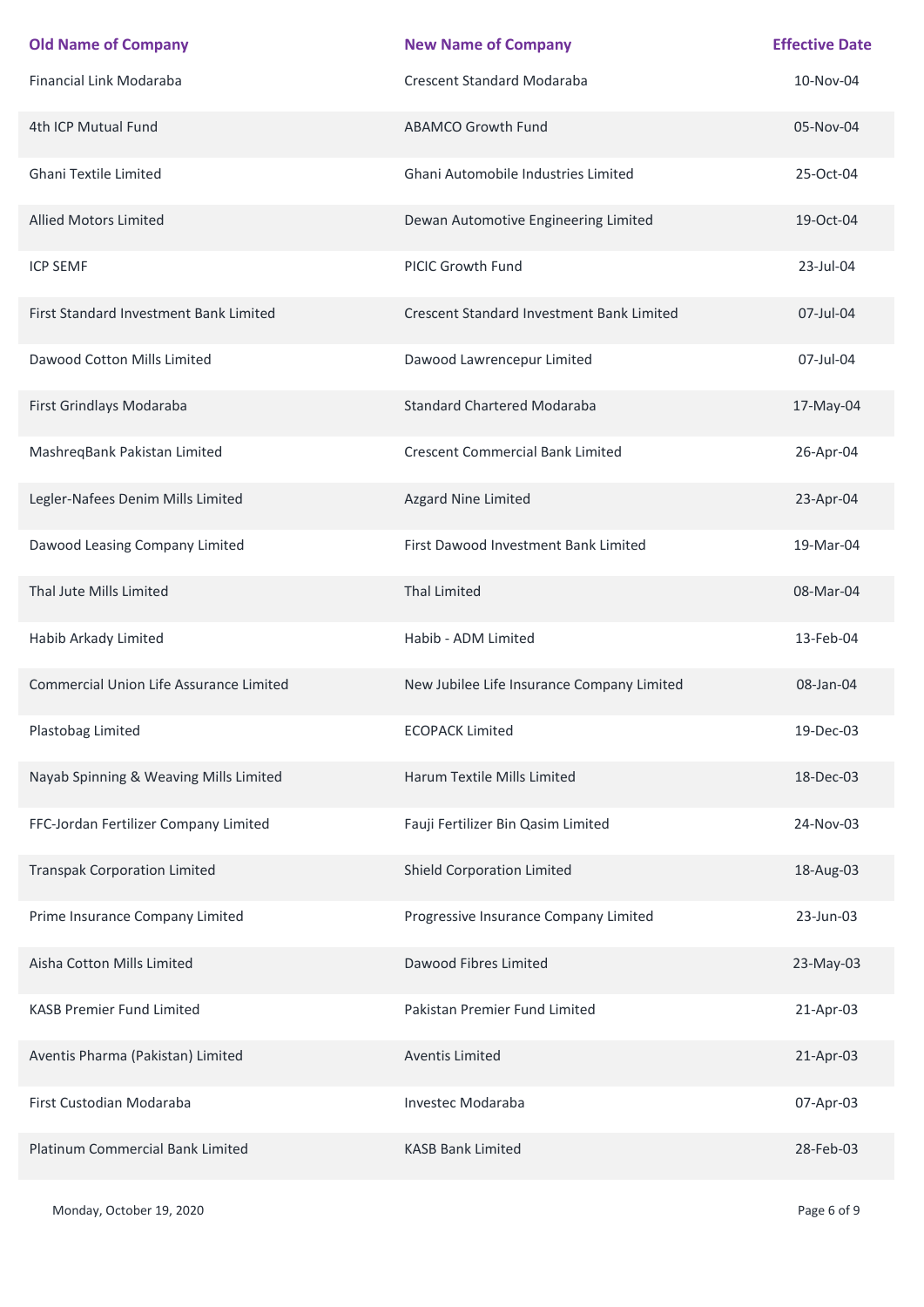| Old Name of Company | New Name of Company | Effective Date |
|---|---|---|
| Financial Link Modaraba | Crescent Standard Modaraba | 10-Nov-04 |
| 4th ICP Mutual Fund | ABAMCO Growth Fund | 05-Nov-04 |
| Ghani Textile Limited | Ghani Automobile Industries Limited | 25-Oct-04 |
| Allied Motors Limited | Dewan Automotive Engineering Limited | 19-Oct-04 |
| ICP SEMF | PICIC Growth Fund | 23-Jul-04 |
| First Standard Investment Bank Limited | Crescent Standard Investment Bank Limited | 07-Jul-04 |
| Dawood Cotton Mills Limited | Dawood Lawrencepur Limited | 07-Jul-04 |
| First Grindlays Modaraba | Standard Chartered Modaraba | 17-May-04 |
| MashreqBank Pakistan Limited | Crescent Commercial Bank Limited | 26-Apr-04 |
| Legler-Nafees Denim Mills Limited | Azgard Nine Limited | 23-Apr-04 |
| Dawood Leasing Company Limited | First Dawood Investment Bank Limited | 19-Mar-04 |
| Thal Jute Mills Limited | Thal Limited | 08-Mar-04 |
| Habib Arkady Limited | Habib - ADM Limited | 13-Feb-04 |
| Commercial Union Life Assurance Limited | New Jubilee Life Insurance Company Limited | 08-Jan-04 |
| Plastobag Limited | ECOPACK Limited | 19-Dec-03 |
| Nayab Spinning & Weaving Mills Limited | Harum Textile Mills Limited | 18-Dec-03 |
| FFC-Jordan Fertilizer Company Limited | Fauji Fertilizer Bin Qasim Limited | 24-Nov-03 |
| Transpak Corporation Limited | Shield Corporation Limited | 18-Aug-03 |
| Prime Insurance Company Limited | Progressive Insurance Company Limited | 23-Jun-03 |
| Aisha Cotton Mills Limited | Dawood Fibres Limited | 23-May-03 |
| KASB Premier Fund Limited | Pakistan Premier Fund Limited | 21-Apr-03 |
| Aventis Pharma (Pakistan) Limited | Aventis Limited | 21-Apr-03 |
| First Custodian Modaraba | Investec Modaraba | 07-Apr-03 |
| Platinum Commercial Bank Limited | KASB Bank Limited | 28-Feb-03 |

Monday, October 19, 2020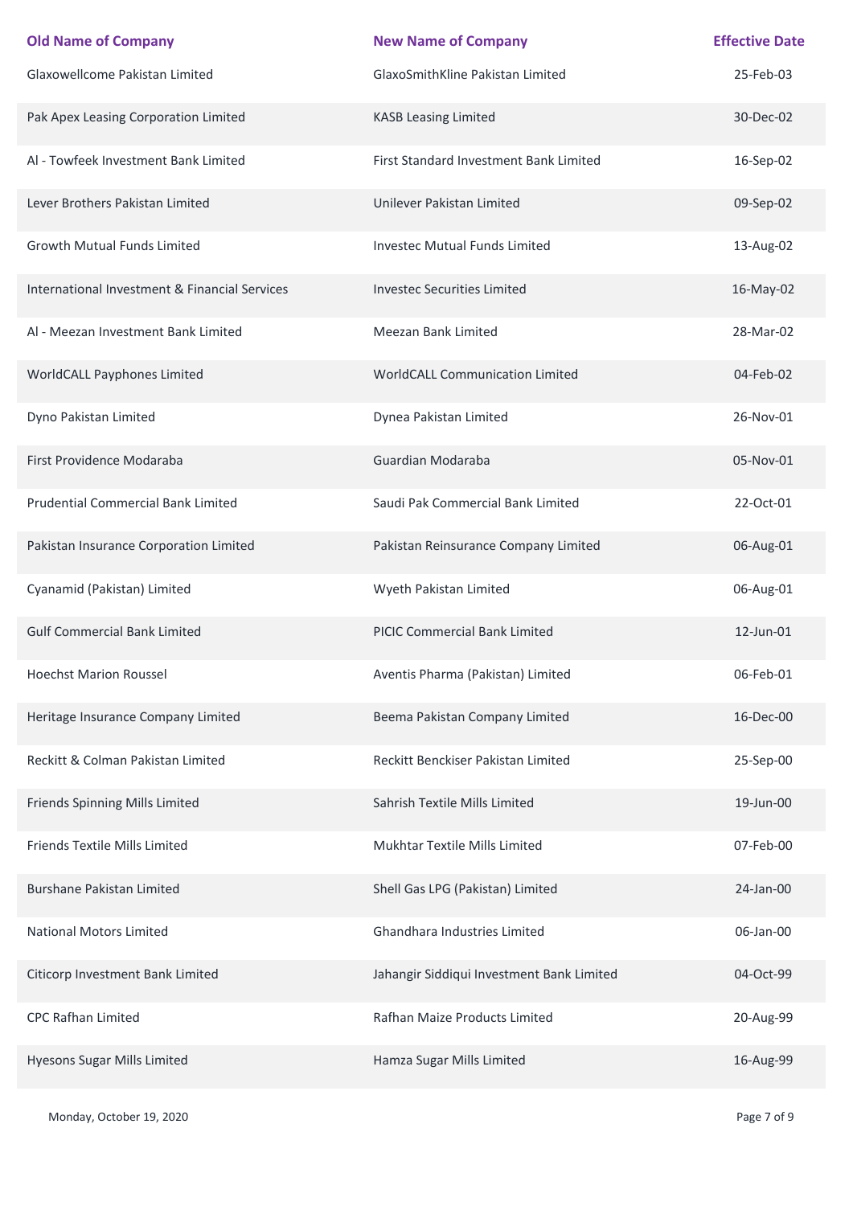| Old Name of Company | New Name of Company | Effective Date |
|---|---|---|
| Glaxowellcome Pakistan Limited | GlaxoSmithKline Pakistan Limited | 25-Feb-03 |
| Pak Apex Leasing Corporation Limited | KASB Leasing Limited | 30-Dec-02 |
| Al - Towfeek Investment Bank Limited | First Standard Investment Bank Limited | 16-Sep-02 |
| Lever Brothers Pakistan Limited | Unilever Pakistan Limited | 09-Sep-02 |
| Growth Mutual Funds Limited | Investec Mutual Funds Limited | 13-Aug-02 |
| International Investment & Financial Services | Investec Securities Limited | 16-May-02 |
| Al - Meezan Investment Bank Limited | Meezan Bank Limited | 28-Mar-02 |
| WorldCALL Payphones Limited | WorldCALL Communication Limited | 04-Feb-02 |
| Dyno Pakistan Limited | Dynea Pakistan Limited | 26-Nov-01 |
| First Providence Modaraba | Guardian Modaraba | 05-Nov-01 |
| Prudential Commercial Bank Limited | Saudi Pak Commercial Bank Limited | 22-Oct-01 |
| Pakistan Insurance Corporation Limited | Pakistan Reinsurance Company Limited | 06-Aug-01 |
| Cyanamid (Pakistan) Limited | Wyeth Pakistan Limited | 06-Aug-01 |
| Gulf Commercial Bank Limited | PICIC Commercial Bank Limited | 12-Jun-01 |
| Hoechst Marion Roussel | Aventis Pharma (Pakistan) Limited | 06-Feb-01 |
| Heritage Insurance Company Limited | Beema Pakistan Company Limited | 16-Dec-00 |
| Reckitt & Colman Pakistan Limited | Reckitt Benckiser Pakistan Limited | 25-Sep-00 |
| Friends Spinning Mills Limited | Sahrish Textile Mills Limited | 19-Jun-00 |
| Friends Textile Mills Limited | Mukhtar Textile Mills Limited | 07-Feb-00 |
| Burshane Pakistan Limited | Shell Gas LPG (Pakistan) Limited | 24-Jan-00 |
| National Motors Limited | Ghandhara Industries Limited | 06-Jan-00 |
| Citicorp Investment Bank Limited | Jahangir Siddiqui Investment Bank Limited | 04-Oct-99 |
| CPC Rafhan Limited | Rafhan Maize Products Limited | 20-Aug-99 |
| Hyesons Sugar Mills Limited | Hamza Sugar Mills Limited | 16-Aug-99 |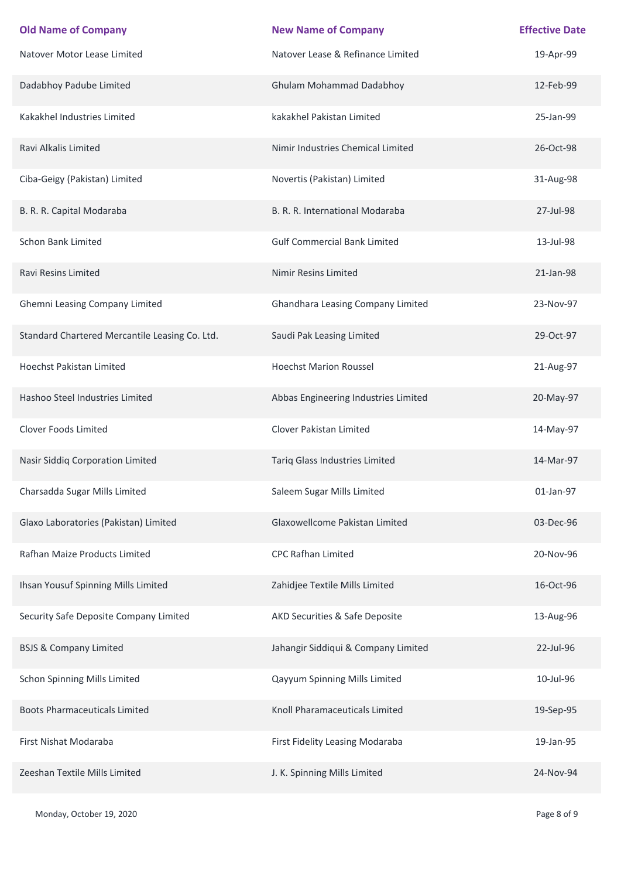| Old Name of Company | New Name of Company | Effective Date |
| --- | --- | --- |
| Natover Motor Lease Limited | Natover Lease & Refinance Limited | 19-Apr-99 |
| Dadabhoy Padube Limited | Ghulam Mohammad Dadabhoy | 12-Feb-99 |
| Kakakhel Industries Limited | kakakhel Pakistan Limited | 25-Jan-99 |
| Ravi Alkalis Limited | Nimir Industries Chemical Limited | 26-Oct-98 |
| Ciba-Geigy (Pakistan) Limited | Novertis (Pakistan) Limited | 31-Aug-98 |
| B. R. R. Capital Modaraba | B. R. R. International Modaraba | 27-Jul-98 |
| Schon Bank Limited | Gulf Commercial Bank Limited | 13-Jul-98 |
| Ravi Resins Limited | Nimir Resins Limited | 21-Jan-98 |
| Ghemni Leasing Company Limited | Ghandhara Leasing Company Limited | 23-Nov-97 |
| Standard Chartered Mercantile Leasing Co. Ltd. | Saudi Pak Leasing Limited | 29-Oct-97 |
| Hoechst Pakistan Limited | Hoechst Marion Roussel | 21-Aug-97 |
| Hashoo Steel Industries Limited | Abbas Engineering Industries Limited | 20-May-97 |
| Clover Foods Limited | Clover Pakistan Limited | 14-May-97 |
| Nasir Siddiq Corporation Limited | Tariq Glass Industries Limited | 14-Mar-97 |
| Charsadda Sugar Mills Limited | Saleem Sugar Mills Limited | 01-Jan-97 |
| Glaxo Laboratories (Pakistan) Limited | Glaxowellcome Pakistan Limited | 03-Dec-96 |
| Rafhan Maize Products Limited | CPC Rafhan Limited | 20-Nov-96 |
| Ihsan Yousuf Spinning Mills Limited | Zahidjee Textile Mills Limited | 16-Oct-96 |
| Security Safe Deposite Company Limited | AKD Securities & Safe Deposite | 13-Aug-96 |
| BSJS & Company Limited | Jahangir Siddiqui & Company Limited | 22-Jul-96 |
| Schon Spinning Mills Limited | Qayyum Spinning Mills Limited | 10-Jul-96 |
| Boots Pharmaceuticals Limited | Knoll Pharamaceuticals Limited | 19-Sep-95 |
| First Nishat Modaraba | First Fidelity Leasing Modaraba | 19-Jan-95 |
| Zeeshan Textile Mills Limited | J. K. Spinning Mills Limited | 24-Nov-94 |

Monday, October 19, 2020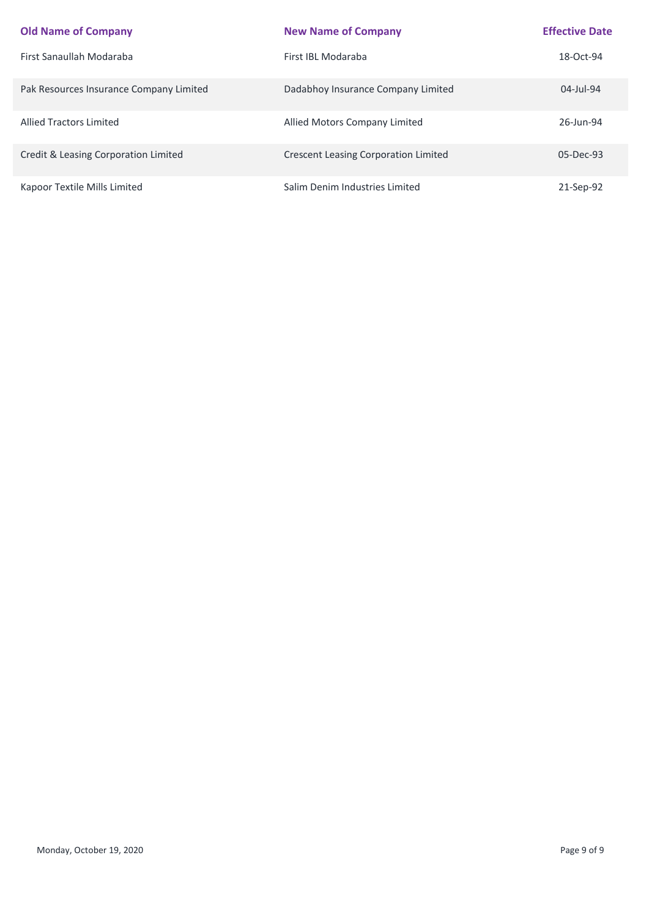| Old Name of Company | New Name of Company | Effective Date |
|---|---|---|
| First Sanaullah Modaraba | First IBL Modaraba | 18-Oct-94 |
| Pak Resources Insurance Company Limited | Dadabhoy Insurance Company Limited | 04-Jul-94 |
| Allied Tractors Limited | Allied Motors Company Limited | 26-Jun-94 |
| Credit & Leasing Corporation Limited | Crescent Leasing Corporation Limited | 05-Dec-93 |
| Kapoor Textile Mills Limited | Salim Denim Industries Limited | 21-Sep-92 |